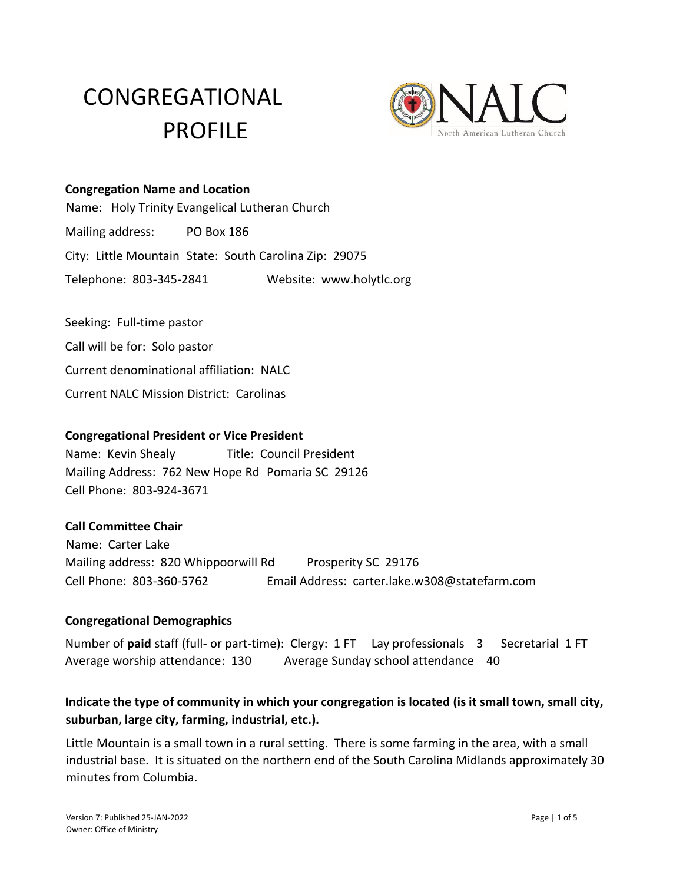# CONGREGATIONAL PROFILE

**Congregation Name and Location**

Name: Holy Trinity Evangelical Lutheran Church

Mailing address: PO Box 186

City: Little Mountain State: South Carolina Zip: 29075

Telephone: 803-345-2841 Website: www.holytlc.org

Seeking: Full-time pastor

Call will be for: Solo pastor

Current denominational affiliation: NALC

Current NALC Mission District: Carolinas

**Congregational President or Vice President**

Name: Kevin Shealy Title: Council President
Mailing Address: 762 New Hope Rd Pomaria SC 29126
Cell Phone: 803-924-3671

**Call Committee Chair**

Name: Carter Lake
Mailing address: 820 Whippoorwill Rd Prosperity SC 29176
Cell Phone: 803-360-5762 Email Address: carter.lake.w308@statefarm.com

**Congregational Demographics**

Number of **paid** staff (full- or part-time): Clergy: 1 FT Lay professionals 3 Secretarial 1 FT
Average worship attendance: 130 Average Sunday school attendance 40

**Indicate the type of community in which your congregation is located (is it small town, small city, suburban, large city, farming, industrial, etc.).**

Little Mountain is a small town in a rural setting. There is some farming in the area, with a small industrial base. It is situated on the northern end of the South Carolina Midlands approximately 30 minutes from Columbia.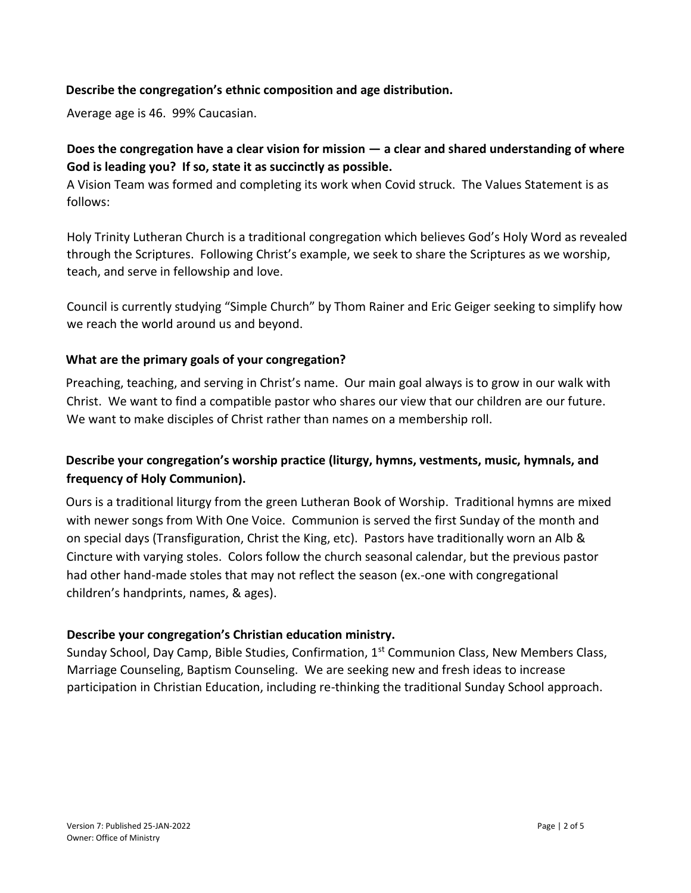**Describe the congregation's ethnic composition and age distribution.**

Average age is 46. 99% Caucasian.

**Does the congregation have a clear vision for mission — a clear and shared understanding of where God is leading you? If so, state it as succinctly as possible.**

A Vision Team was formed and completing its work when Covid struck. The Values Statement is as follows:

Holy Trinity Lutheran Church is a traditional congregation which believes God's Holy Word as revealed through the Scriptures. Following Christ's example, we seek to share the Scriptures as we worship, teach, and serve in fellowship and love.

Council is currently studying "Simple Church" by Thom Rainer and Eric Geiger seeking to simplify how we reach the world around us and beyond.

**What are the primary goals of your congregation?**

Preaching, teaching, and serving in Christ's name. Our main goal always is to grow in our walk with Christ. We want to find a compatible pastor who shares our view that our children are our future. We want to make disciples of Christ rather than names on a membership roll.

**Describe your congregation's worship practice (liturgy, hymns, vestments, music, hymnals, and frequency of Holy Communion).**

Ours is a traditional liturgy from the green Lutheran Book of Worship. Traditional hymns are mixed with newer songs from With One Voice. Communion is served the first Sunday of the month and on special days (Transfiguration, Christ the King, etc). Pastors have traditionally worn an Alb & Cincture with varying stoles. Colors follow the church seasonal calendar, but the previous pastor had other hand-made stoles that may not reflect the season (ex.-one with congregational children's handprints, names, & ages).

**Describe your congregation's Christian education ministry.**

Sunday School, Day Camp, Bible Studies, Confirmation, 1st Communion Class, New Members Class, Marriage Counseling, Baptism Counseling. We are seeking new and fresh ideas to increase participation in Christian Education, including re-thinking the traditional Sunday School approach.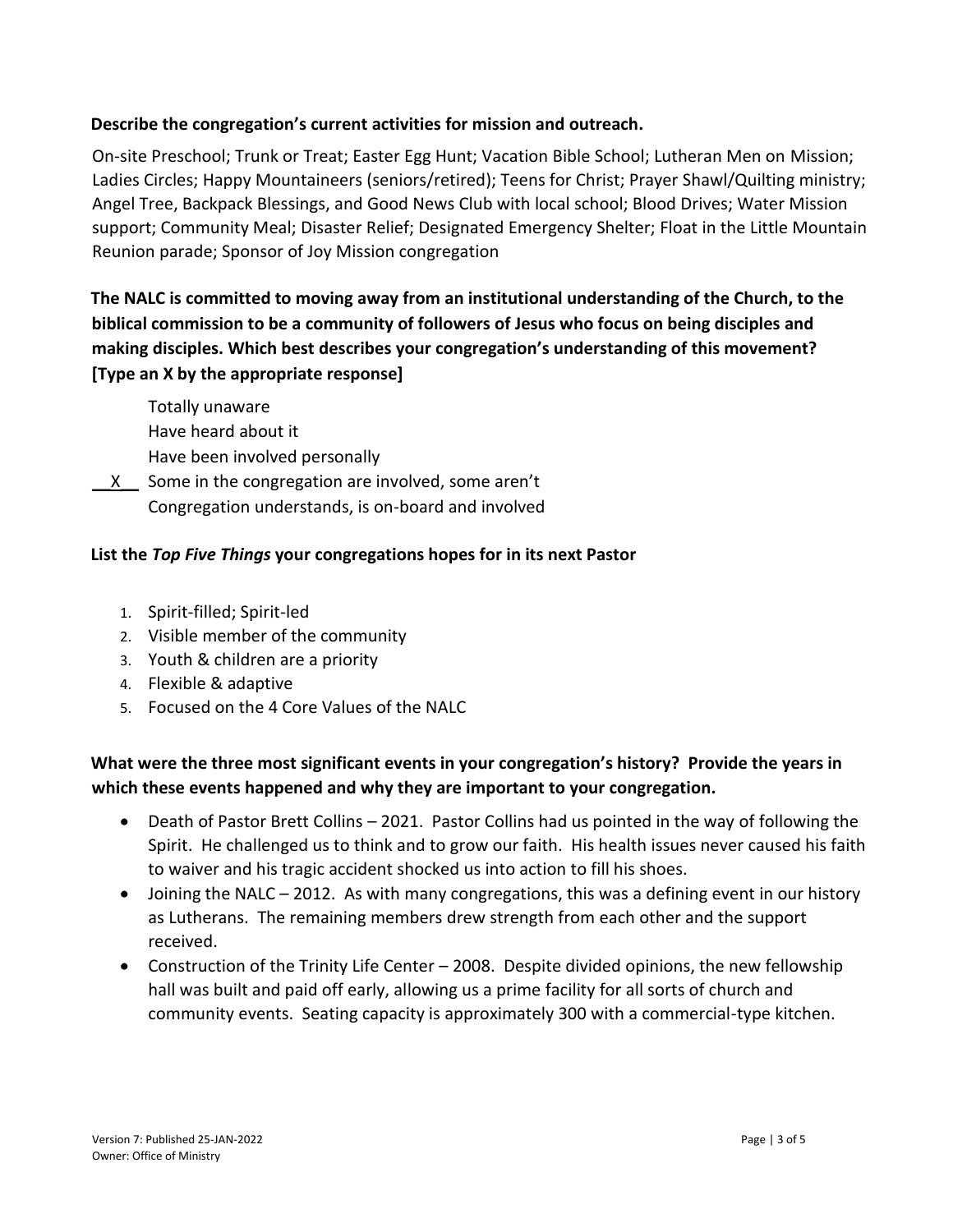**Describe the congregation's current activities for mission and outreach.**

On-site Preschool; Trunk or Treat; Easter Egg Hunt; Vacation Bible School; Lutheran Men on Mission; Ladies Circles; Happy Mountaineers (seniors/retired); Teens for Christ; Prayer Shawl/Quilting ministry; Angel Tree, Backpack Blessings, and Good News Club with local school; Blood Drives; Water Mission support; Community Meal; Disaster Relief; Designated Emergency Shelter; Float in the Little Mountain Reunion parade; Sponsor of Joy Mission congregation

**The NALC is committed to moving away from an institutional understanding of the Church, to the biblical commission to be a community of followers of Jesus who focus on being disciples and making disciples. Which best describes your congregation's understanding of this movement? [Type an X by the appropriate response]**

Totally unaware
Have heard about it
Have been involved personally
__X__ Some in the congregation are involved, some aren't
Congregation understands, is on-board and involved

**List the *Top Five Things* your congregations hopes for in its next Pastor**

1. Spirit-filled; Spirit-led
2. Visible member of the community
3. Youth & children are a priority
4. Flexible & adaptive
5. Focused on the 4 Core Values of the NALC

**What were the three most significant events in your congregation's history? Provide the years in which these events happened and why they are important to your congregation.**

- Death of Pastor Brett Collins – 2021. Pastor Collins had us pointed in the way of following the Spirit. He challenged us to think and to grow our faith. His health issues never caused his faith to waiver and his tragic accident shocked us into action to fill his shoes.
- Joining the NALC – 2012. As with many congregations, this was a defining event in our history as Lutherans. The remaining members drew strength from each other and the support received.
- Construction of the Trinity Life Center – 2008. Despite divided opinions, the new fellowship hall was built and paid off early, allowing us a prime facility for all sorts of church and community events. Seating capacity is approximately 300 with a commercial-type kitchen.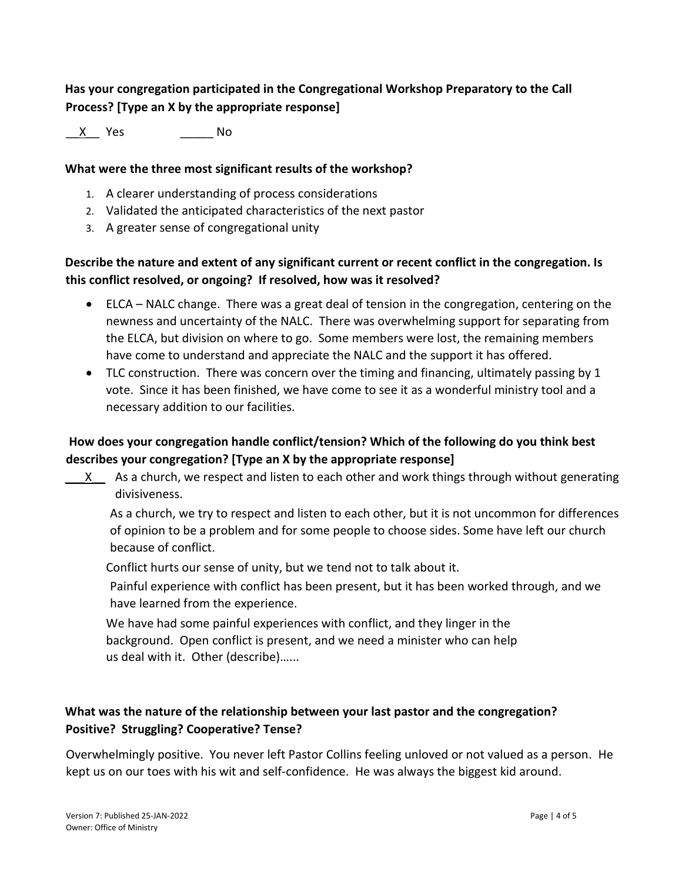**Has your congregation participated in the Congregational Workshop Preparatory to the Call Process? [Type an X by the appropriate response]**

__X__ Yes _____ No

**What were the three most significant results of the workshop?**

1. A clearer understanding of process considerations
2. Validated the anticipated characteristics of the next pastor
3. A greater sense of congregational unity

**Describe the nature and extent of any significant current or recent conflict in the congregation. Is this conflict resolved, or ongoing? If resolved, how was it resolved?**

- ELCA – NALC change. There was a great deal of tension in the congregation, centering on the newness and uncertainty of the NALC. There was overwhelming support for separating from the ELCA, but division on where to go. Some members were lost, the remaining members have come to understand and appreciate the NALC and the support it has offered.
- TLC construction. There was concern over the timing and financing, ultimately passing by 1 vote. Since it has been finished, we have come to see it as a wonderful ministry tool and a necessary addition to our facilities.

**How does your congregation handle conflict/tension? Which of the following do you think best describes your congregation? [Type an X by the appropriate response]**

___X___ As a church, we respect and listen to each other and work things through without generating divisiveness.

As a church, we try to respect and listen to each other, but it is not uncommon for differences of opinion to be a problem and for some people to choose sides. Some have left our church because of conflict.

Conflict hurts our sense of unity, but we tend not to talk about it.

Painful experience with conflict has been present, but it has been worked through, and we have learned from the experience.

We have had some painful experiences with conflict, and they linger in the background. Open conflict is present, and we need a minister who can help us deal with it. Other (describe)......

**What was the nature of the relationship between your last pastor and the congregation? Positive? Struggling? Cooperative? Tense?**

Overwhelmingly positive. You never left Pastor Collins feeling unloved or not valued as a person. He kept us on our toes with his wit and self-confidence. He was always the biggest kid around.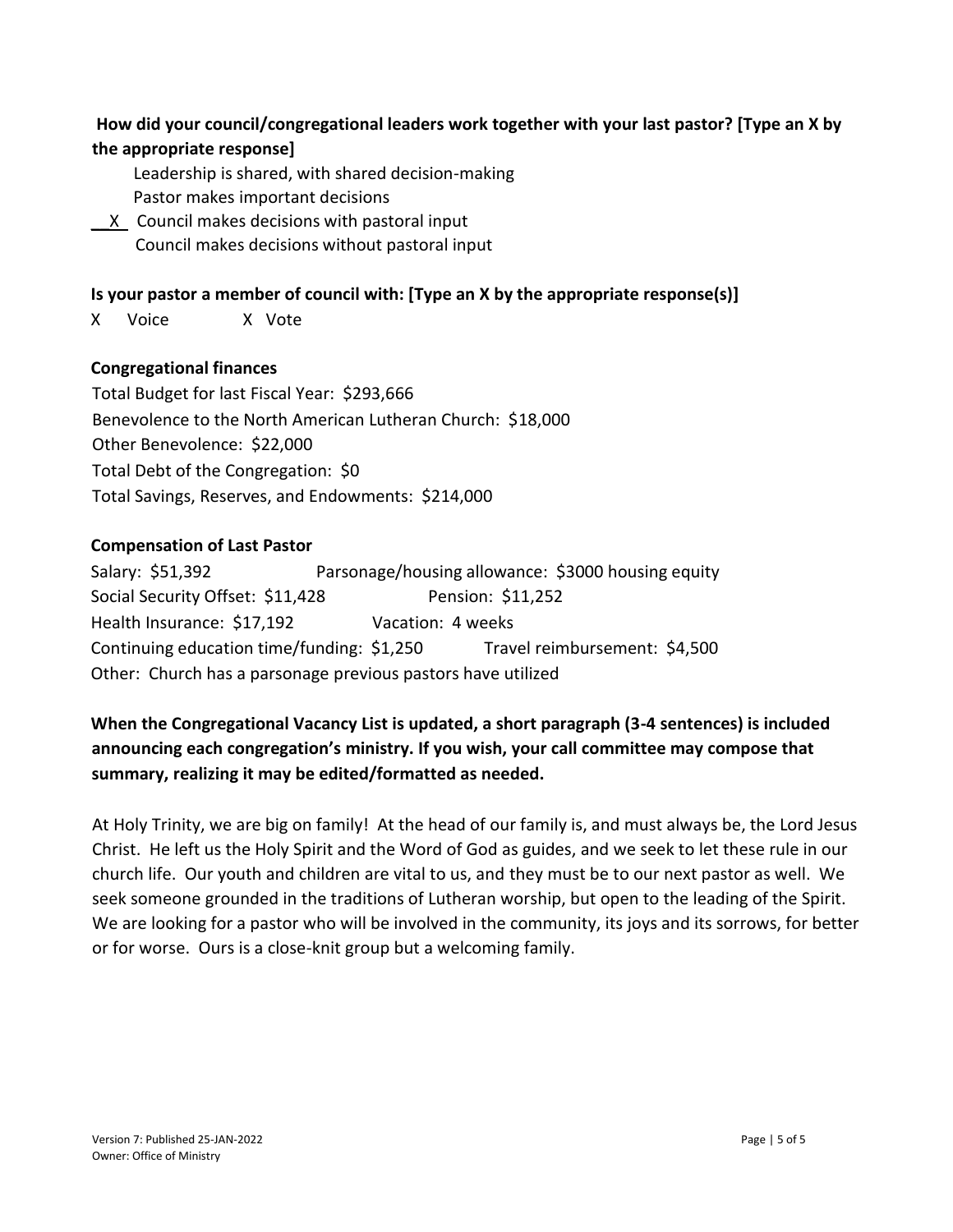**How did your council/congregational leaders work together with your last pastor? [Type an X by the appropriate response]**

Leadership is shared, with shared decision-making
Pastor makes important decisions
__X__ Council makes decisions with pastoral input
Council makes decisions without pastoral input

**Is your pastor a member of council with: [Type an X by the appropriate response(s)]**

X Voice X Vote

**Congregational finances**

Total Budget for last Fiscal Year: $293,666
Benevolence to the North American Lutheran Church: $18,000
Other Benevolence: $22,000
Total Debt of the Congregation: $0
Total Savings, Reserves, and Endowments: $214,000

**Compensation of Last Pastor**

Salary: $51,392 Parsonage/housing allowance: $3000 housing equity
Social Security Offset: $11,428 Pension: $11,252
Health Insurance: $17,192 Vacation: 4 weeks
Continuing education time/funding: $1,250 Travel reimbursement: $4,500
Other: Church has a parsonage previous pastors have utilized

**When the Congregational Vacancy List is updated, a short paragraph (3-4 sentences) is included announcing each congregation's ministry. If you wish, your call committee may compose that summary, realizing it may be edited/formatted as needed.**

At Holy Trinity, we are big on family! At the head of our family is, and must always be, the Lord Jesus Christ. He left us the Holy Spirit and the Word of God as guides, and we seek to let these rule in our church life. Our youth and children are vital to us, and they must be to our next pastor as well. We seek someone grounded in the traditions of Lutheran worship, but open to the leading of the Spirit. We are looking for a pastor who will be involved in the community, its joys and its sorrows, for better or for worse. Ours is a close-knit group but a welcoming family.